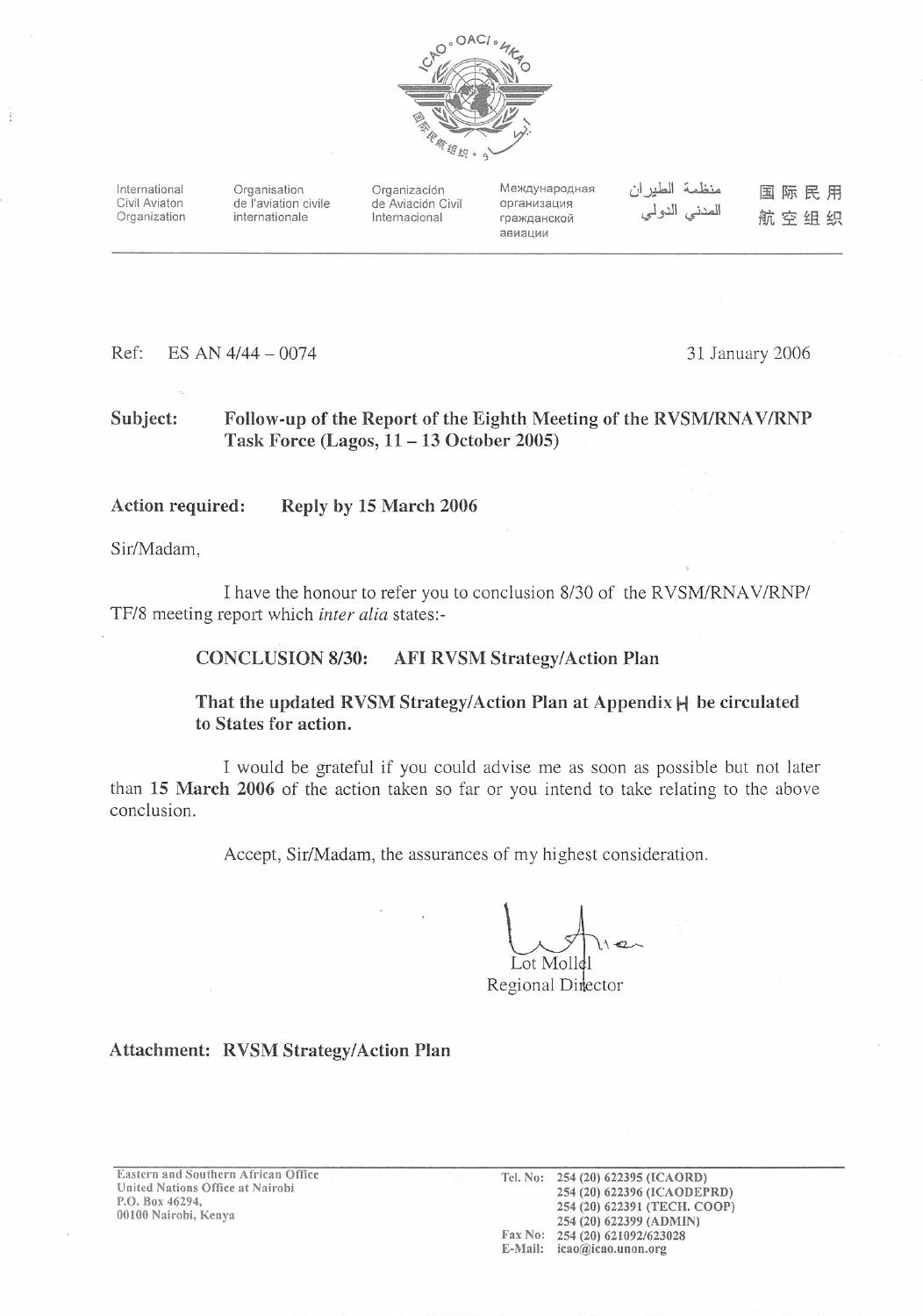International Civil Aviaton Organization | Organisation de l'aviation civile internationale | Organización de Aviación Civil Internacional | Международная организация гражданской авиации | منظمة الطيران المدني الدولي | 国际民用航空组织

Ref: ES AN 4/44 – 0074

31 January 2006

**Subject: Follow-up of the Report of the Eighth Meeting of the RVSM/RNAV/RNP Task Force (Lagos, 11 – 13 October 2005)**

**Action required: Reply by 15 March 2006**

Sir/Madam,

I have the honour to refer you to conclusion 8/30 of the RVSM/RNAV/RNP/TF/8 meeting report which *inter alia* states:-

**CONCLUSION 8/30: AFI RVSM Strategy/Action Plan**

**That the updated RVSM Strategy/Action Plan at Appendix H be circulated to States for action.**

I would be grateful if you could advise me as soon as possible but not later than **15 March 2006** of the action taken so far or you intend to take relating to the above conclusion.

Accept, Sir/Madam, the assurances of my highest consideration.

Lot Mollel
Regional Director

**Attachment: RVSM Strategy/Action Plan**

Eastern and Southern African Office
United Nations Office at Nairobi
P.O. Box 46294,
00100 Nairobi, Kenya

Tel. No: 254 (20) 622395 (ICAORD)
254 (20) 622396 (ICAODEPRD)
254 (20) 622391 (TECH. COOP)
254 (20) 622399 (ADMIN)
Fax No: 254 (20) 621092/623028
E-Mail: icao@icao.unon.org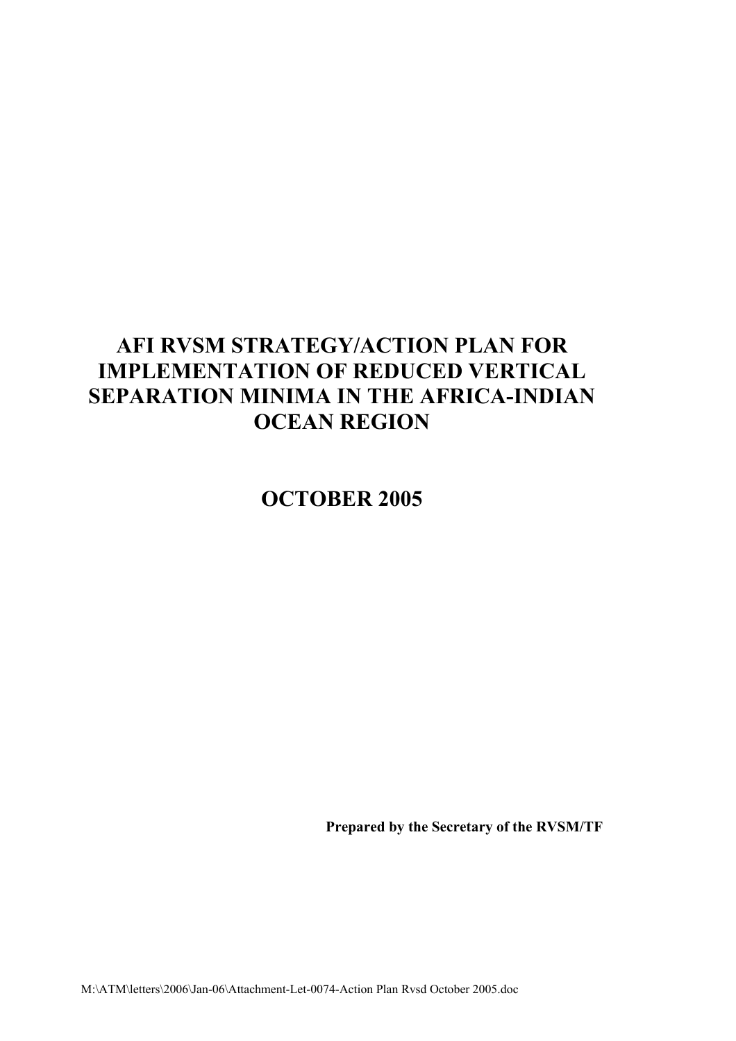# AFI RVSM STRATEGY/ACTION PLAN FOR IMPLEMENTATION OF REDUCED VERTICAL SEPARATION MINIMA IN THE AFRICA-INDIAN OCEAN REGION

# OCTOBER 2005

**Prepared by the Secretary of the RVSM/TF**

M:\ATM\letters\2006\Jan-06\Attachment-Let-0074-Action Plan Rvsd October 2005.doc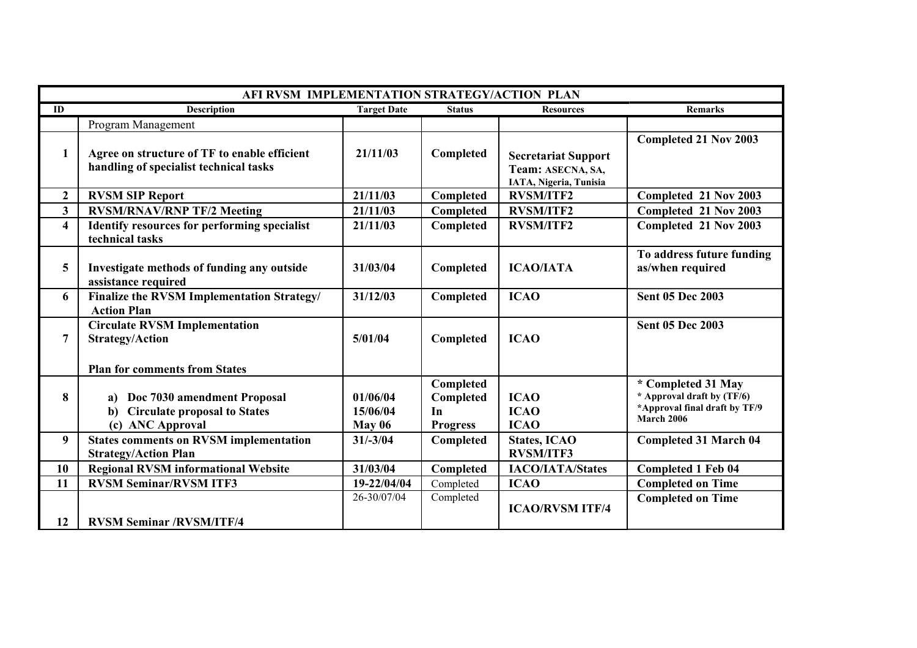| AFI RVSM IMPLEMENTATION STRATEGY/ACTION PLAN | | | | | |
|---|---|---|---|---|---|
| **ID** | **Description** | **Target Date** | **Status** | **Resources** | **Remarks** |
| | Program Management | | | | |
| **1** | **Agree on structure of TF to enable efficient handling of specialist technical tasks** | **21/11/03** | **Completed** | **Secretariat Support Team: ASECNA, SA, IATA, Nigeria, Tunisia** | **Completed 21 Nov 2003** |
| **2** | **RVSM SIP Report** | **21/11/03** | **Completed** | **RVSM/ITF2** | **Completed 21 Nov 2003** |
| **3** | **RVSM/RNAV/RNP TF/2 Meeting** | **21/11/03** | **Completed** | **RVSM/ITF2** | **Completed 21 Nov 2003** |
| **4** | **Identify resources for performing specialist technical tasks** | **21/11/03** | **Completed** | **RVSM/ITF2** | **Completed 21 Nov 2003** |
| **5** | **Investigate methods of funding any outside assistance required** | **31/03/04** | **Completed** | **ICAO/IATA** | **To address future funding as/when required** |
| **6** | **Finalize the RVSM Implementation Strategy/ Action Plan** | **31/12/03** | **Completed** | **ICAO** | **Sent 05 Dec 2003** |
| **7** | **Circulate RVSM Implementation Strategy/Action Plan for comments from States** | **5/01/04** | **Completed** | **ICAO** | **Sent 05 Dec 2003** |
| **8** | **a) Doc 7030 amendment Proposal**<br>**b) Circulate proposal to States**<br>**(c) ANC Approval** | **01/06/04**<br>**15/06/04**<br>**May 06** | **Completed**<br>**Completed**<br>**In Progress** | **ICAO**<br>**ICAO**<br>**ICAO** | *** Completed 31 May**<br>*** Approval draft by (TF/6)**<br>***Approval final draft by TF/9 March 2006** |
| **9** | **States comments on RVSM implementation Strategy/Action Plan** | **31/-3/04** | **Completed** | **States, ICAO RVSM/ITF3** | **Completed 31 March 04** |
| **10** | **Regional RVSM informational Website** | **31/03/04** | **Completed** | **IACO/IATA/States** | **Completed 1 Feb 04** |
| **11** | **RVSM Seminar/RVSM ITF3** | **19-22/04/04** | Completed | **ICAO** | **Completed on Time** |
| **12** | **RVSM Seminar /RVSM/ITF/4** | 26-30/07/04 | Completed | **ICAO/RVSM ITF/4** | **Completed on Time** |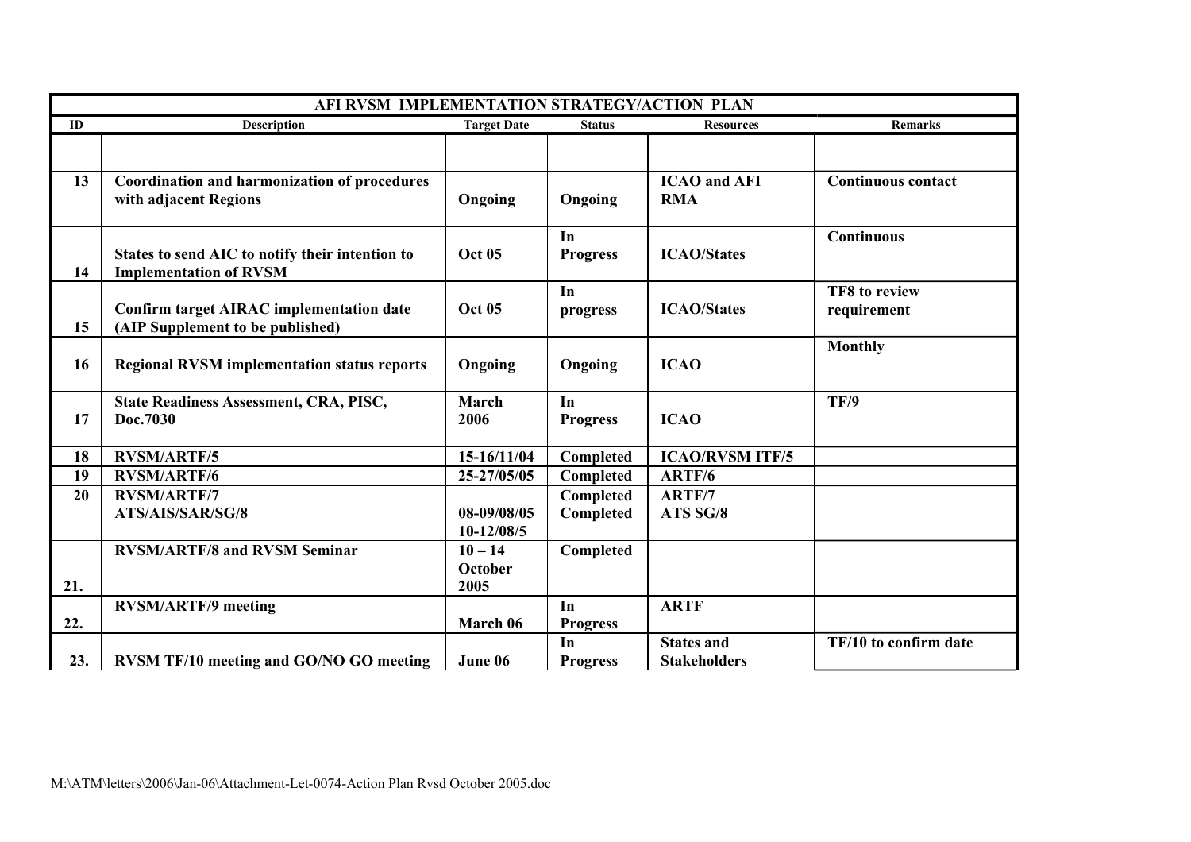| AFI RVSM IMPLEMENTATION STRATEGY/ACTION PLAN | | | | | |
|---|---|---|---|---|---|
| **ID** | **Description** | **Target Date** | **Status** | **Resources** | **Remarks** |
| | | | | | |
| **13** | **Coordination and harmonization of procedures with adjacent Regions** | **Ongoing** | **Ongoing** | **ICAO and AFI RMA** | **Continuous contact** |
| **14** | **States to send AIC to notify their intention to Implementation of RVSM** | **Oct 05** | **In Progress** | **ICAO/States** | **Continuous** |
| **15** | **Confirm target AIRAC implementation date (AIP Supplement to be published)** | **Oct 05** | **In progress** | **ICAO/States** | **TF8 to review requirement** |
| **16** | **Regional RVSM implementation status reports** | **Ongoing** | **Ongoing** | **ICAO** | **Monthly** |
| **17** | **State Readiness Assessment, CRA, PISC, Doc.7030** | **March 2006** | **In Progress** | **ICAO** | **TF/9** |
| **18** | **RVSM/ARTF/5** | **15-16/11/04** | **Completed** | **ICAO/RVSM ITF/5** | |
| **19** | **RVSM/ARTF/6** | **25-27/05/05** | **Completed** | **ARTF/6** | |
| **20** | **RVSM/ARTF/7**<br>**ATS/AIS/SAR/SG/8** | **08-09/08/05**<br>**10-12/08/5** | **Completed**<br>**Completed** | **ARTF/7**<br>**ATS SG/8** | |
| **21.** | **RVSM/ARTF/8 and RVSM Seminar** | **10 – 14 October 2005** | **Completed** | | |
| **22.** | **RVSM/ARTF/9 meeting** | **March 06** | **In Progress** | **ARTF** | |
| **23.** | **RVSM TF/10 meeting and GO/NO GO meeting** | **June 06** | **In Progress** | **States and Stakeholders** | **TF/10 to confirm date** |

M:\ATM\letters\2006\Jan-06\Attachment-Let-0074-Action Plan Rvsd October 2005.doc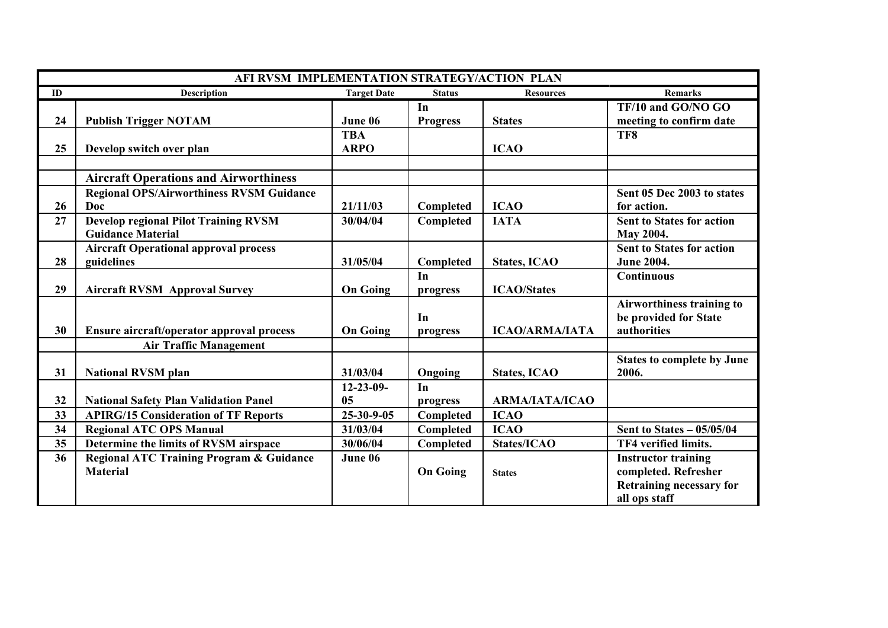| AFI RVSM IMPLEMENTATION STRATEGY/ACTION PLAN | | | | | |
|---|---|---|---|---|---|
| **ID** | **Description** | **Target Date** | **Status** | **Resources** | **Remarks** |
| **24** | **Publish Trigger NOTAM** | **June 06** | **In Progress** | **States** | **TF/10 and GO/NO GO meeting to confirm date** |
| **25** | **Develop switch over plan** | **TBA ARPO** | | **ICAO** | **TF8** |
| | | | | | |
| | **Aircraft Operations and Airworthiness** | | | | |
| **26** | **Regional OPS/Airworthiness RVSM Guidance Doc** | **21/11/03** | **Completed** | **ICAO** | **Sent 05 Dec 2003 to states for action.** |
| **27** | **Develop regional Pilot Training RVSM Guidance Material** | **30/04/04** | **Completed** | **IATA** | **Sent to States for action May 2004.** |
| **28** | **Aircraft Operational approval process guidelines** | **31/05/04** | **Completed** | **States, ICAO** | **Sent to States for action June 2004.** |
| **29** | **Aircraft RVSM Approval Survey** | **On Going** | **In progress** | **ICAO/States** | **Continuous** |
| **30** | **Ensure aircraft/operator approval process** | **On Going** | **In progress** | **ICAO/ARMA/IATA** | **Airworthiness training to be provided for State authorities** |
| | **Air Traffic Management** | | | | |
| **31** | **National RVSM plan** | **31/03/04** | **Ongoing** | **States, ICAO** | **States to complete by June 2006.** |
| **32** | **National Safety Plan Validation Panel** | **12-23-09-05** | **In progress** | **ARMA/IATA/ICAO** | |
| **33** | **APIRG/15 Consideration of TF Reports** | **25-30-9-05** | **Completed** | **ICAO** | |
| **34** | **Regional ATC OPS Manual** | **31/03/04** | **Completed** | **ICAO** | **Sent to States – 05/05/04** |
| **35** | **Determine the limits of RVSM airspace** | **30/06/04** | **Completed** | **States/ICAO** | **TF4 verified limits.** |
| **36** | **Regional ATC Training Program & Guidance Material** | **June 06** | **On Going** | **States** | **Instructor training completed. Refresher Retraining necessary for all ops staff** |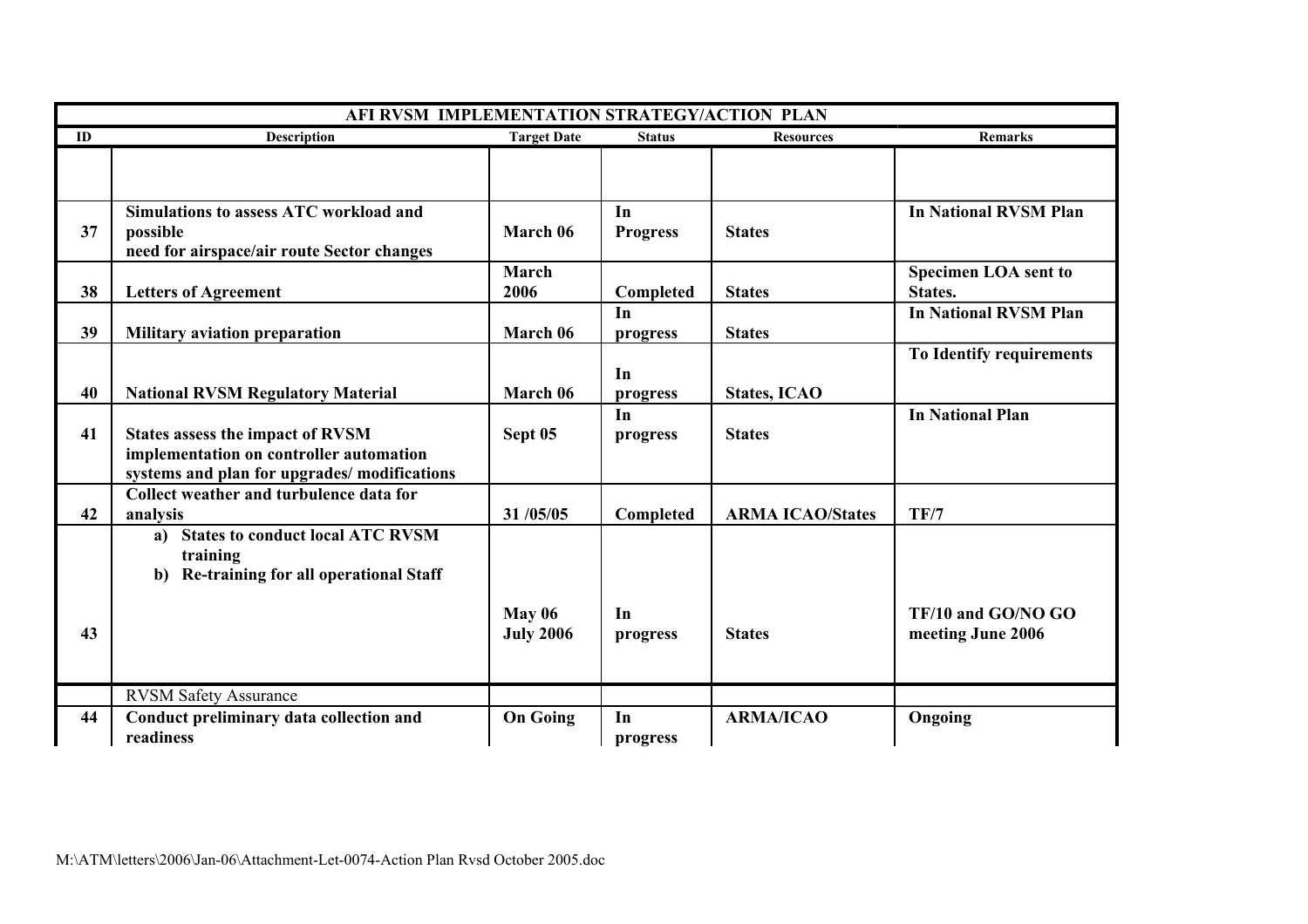| AFI RVSM IMPLEMENTATION STRATEGY/ACTION PLAN | | | | | |
|---|---|---|---|---|---|
| **ID** | **Description** | **Target Date** | **Status** | **Resources** | **Remarks** |
| | | | | | |
| **37** | **Simulations to assess ATC workload and possible need for airspace/air route Sector changes** | **March 06** | **In Progress** | **States** | **In National RVSM Plan** |
| **38** | **Letters of Agreement** | **March 2006** | **Completed** | **States** | **Specimen LOA sent to States.** |
| **39** | **Military aviation preparation** | **March 06** | **In progress** | **States** | **In National RVSM Plan** |
| **40** | **National RVSM Regulatory Material** | **March 06** | **In progress** | **States, ICAO** | **To Identify requirements** |
| **41** | **States assess the impact of RVSM implementation on controller automation systems and plan for upgrades/ modifications** | **Sept 05** | **In progress** | **States** | **In National Plan** |
| **42** | **Collect weather and turbulence data for analysis** | **31 /05/05** | **Completed** | **ARMA ICAO/States** | **TF/7** |
| **43** | **a) States to conduct local ATC RVSM training**<br>**b) Re-training for all operational Staff** | **May 06**<br>**July 2006** | **In progress** | **States** | **TF/10 and GO/NO GO meeting June 2006** |
| | RVSM Safety Assurance | | | | |
| **44** | **Conduct preliminary data collection and readiness** | **On Going** | **In progress** | **ARMA/ICAO** | **Ongoing** |

M:\ATM\letters\2006\Jan-06\Attachment-Let-0074-Action Plan Rvsd October 2005.doc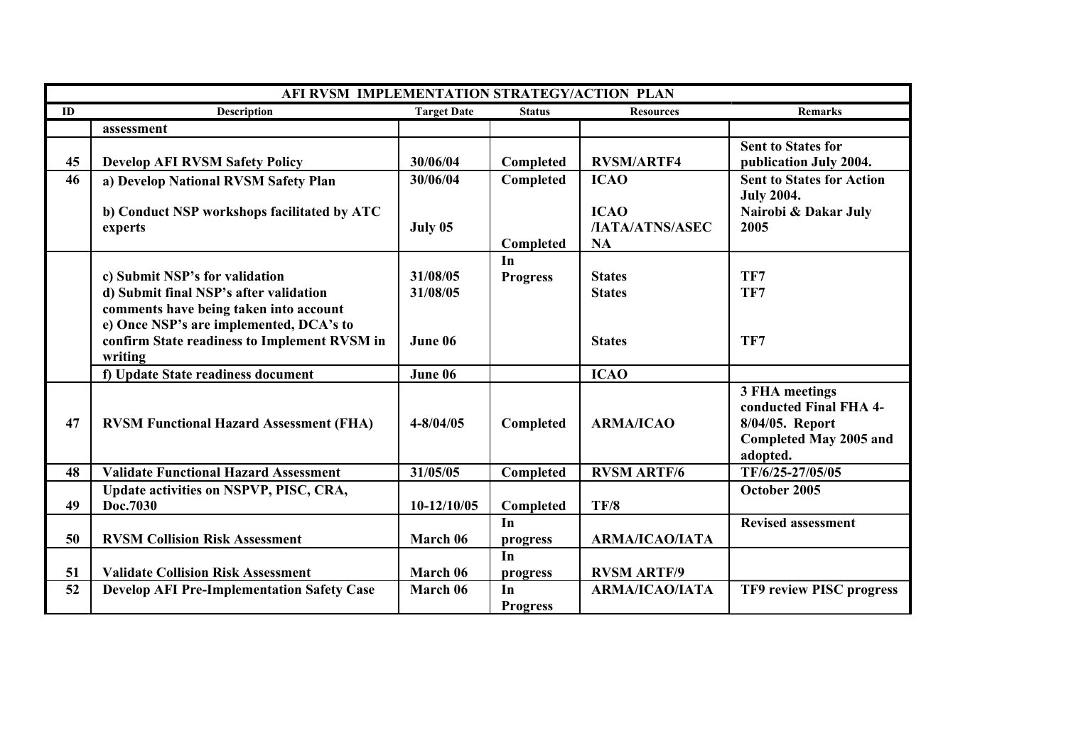| AFI RVSM IMPLEMENTATION STRATEGY/ACTION PLAN | | | | | |
|---|---|---|---|---|---|
| **ID** | **Description** | **Target Date** | **Status** | **Resources** | **Remarks** |
| | **assessment** | | | | |
| **45** | **Develop AFI RVSM Safety Policy** | **30/06/04** | **Completed** | **RVSM/ARTF4** | **Sent to States for publication July 2004.** |
| **46** | **a) Develop National RVSM Safety Plan**<br><br>**b) Conduct NSP workshops facilitated by ATC experts** | **30/06/04**<br><br>**July 05** | **Completed**<br><br>**Completed** | **ICAO**<br><br>**ICAO /IATA/ATNS/ASECNA** | **Sent to States for Action July 2004.**<br>**Nairobi & Dakar July 2005** |
| | **c) Submit NSP's for validation**<br>**d) Submit final NSP's after validation comments have being taken into account**<br>**e) Once NSP's are implemented, DCA's to confirm State readiness to Implement RVSM in writing** | **31/08/05**<br>**31/08/05**<br><br>**June 06** | **In Progress** | **States**<br>**States**<br><br>**States** | **TF7**<br>**TF7**<br><br>**TF7** |
| | **f) Update State readiness document** | **June 06** | | **ICAO** | |
| **47** | **RVSM Functional Hazard Assessment (FHA)** | **4-8/04/05** | **Completed** | **ARMA/ICAO** | **3 FHA meetings conducted Final FHA 4-8/04/05. Report Completed May 2005 and adopted.** |
| **48** | **Validate Functional Hazard Assessment** | **31/05/05** | **Completed** | **RVSM ARTF/6** | **TF/6/25-27/05/05** |
| **49** | **Update activities on NSPVP, PISC, CRA, Doc.7030** | **10-12/10/05** | **Completed** | **TF/8** | **October 2005** |
| **50** | **RVSM Collision Risk Assessment** | **March 06** | **In progress** | **ARMA/ICAO/IATA** | **Revised assessment** |
| **51** | **Validate Collision Risk Assessment** | **March 06** | **In progress** | **RVSM ARTF/9** | |
| **52** | **Develop AFI Pre-Implementation Safety Case** | **March 06** | **In Progress** | **ARMA/ICAO/IATA** | **TF9 review PISC progress** |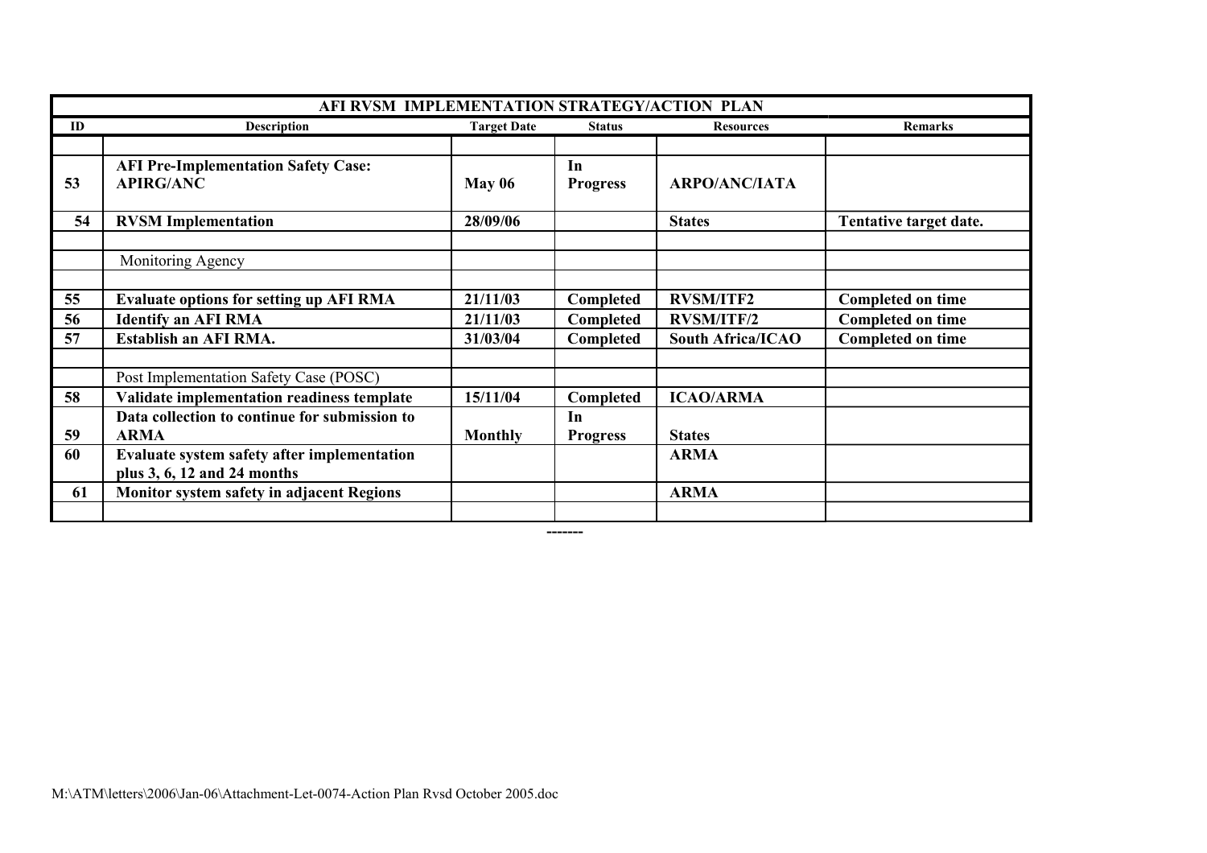| AFI RVSM IMPLEMENTATION STRATEGY/ACTION PLAN | | | | | |
|---|---|---|---|---|---|
| **ID** | **Description** | **Target Date** | **Status** | **Resources** | **Remarks** |
| | | | | | |
| **53** | **AFI Pre-Implementation Safety Case: APIRG/ANC** | **May 06** | **In Progress** | **ARPO/ANC/IATA** | |
| **54** | **RVSM Implementation** | **28/09/06** | | **States** | **Tentative target date.** |
| | | | | | |
| | Monitoring Agency | | | | |
| | | | | | |
| **55** | **Evaluate options for setting up AFI RMA** | **21/11/03** | **Completed** | **RVSM/ITF2** | **Completed on time** |
| **56** | **Identify an AFI RMA** | **21/11/03** | **Completed** | **RVSM/ITF/2** | **Completed on time** |
| **57** | **Establish an AFI RMA.** | **31/03/04** | **Completed** | **South Africa/ICAO** | **Completed on time** |
| | | | | | |
| | Post Implementation Safety Case (POSC) | | | | |
| **58** | **Validate implementation readiness template** | **15/11/04** | **Completed** | **ICAO/ARMA** | |
| **59** | **Data collection to continue for submission to ARMA** | **Monthly** | **In Progress** | **States** | |
| **60** | **Evaluate system safety after implementation plus 3, 6, 12 and 24 months** | | | **ARMA** | |
| **61** | **Monitor system safety in adjacent Regions** | | | **ARMA** | |
| | | | | | |

-------

M:\ATM\letters\2006\Jan-06\Attachment-Let-0074-Action Plan Rvsd October 2005.doc